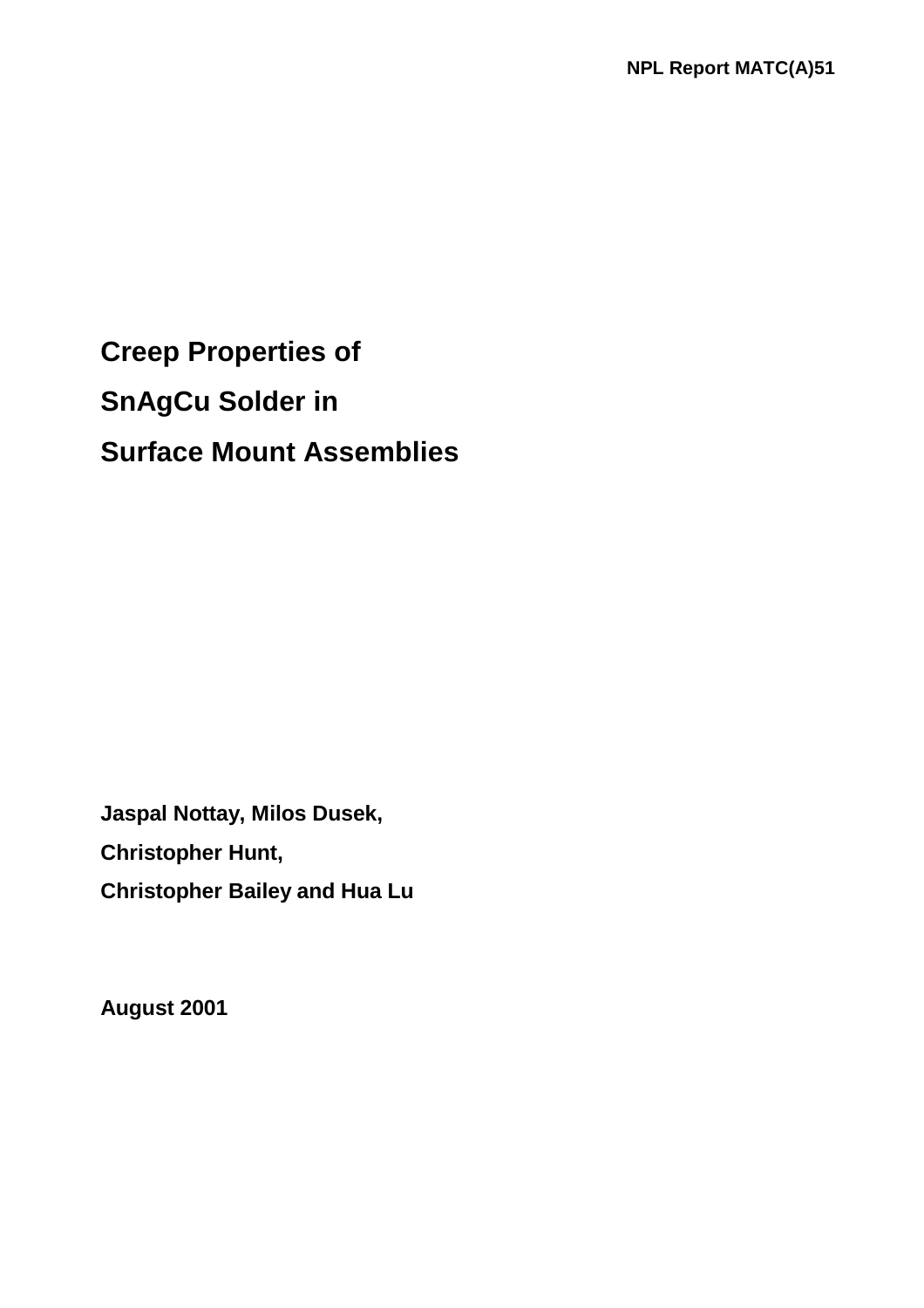NPL Report MATC(A)51

# Creep Properties of SnAgCu Solder in Surface Mount Assemblies

**Jaspal Nottay, Milos Dusek,**

**Christopher Hunt,**

**Christopher Bailey and Hua Lu**

**August 2001**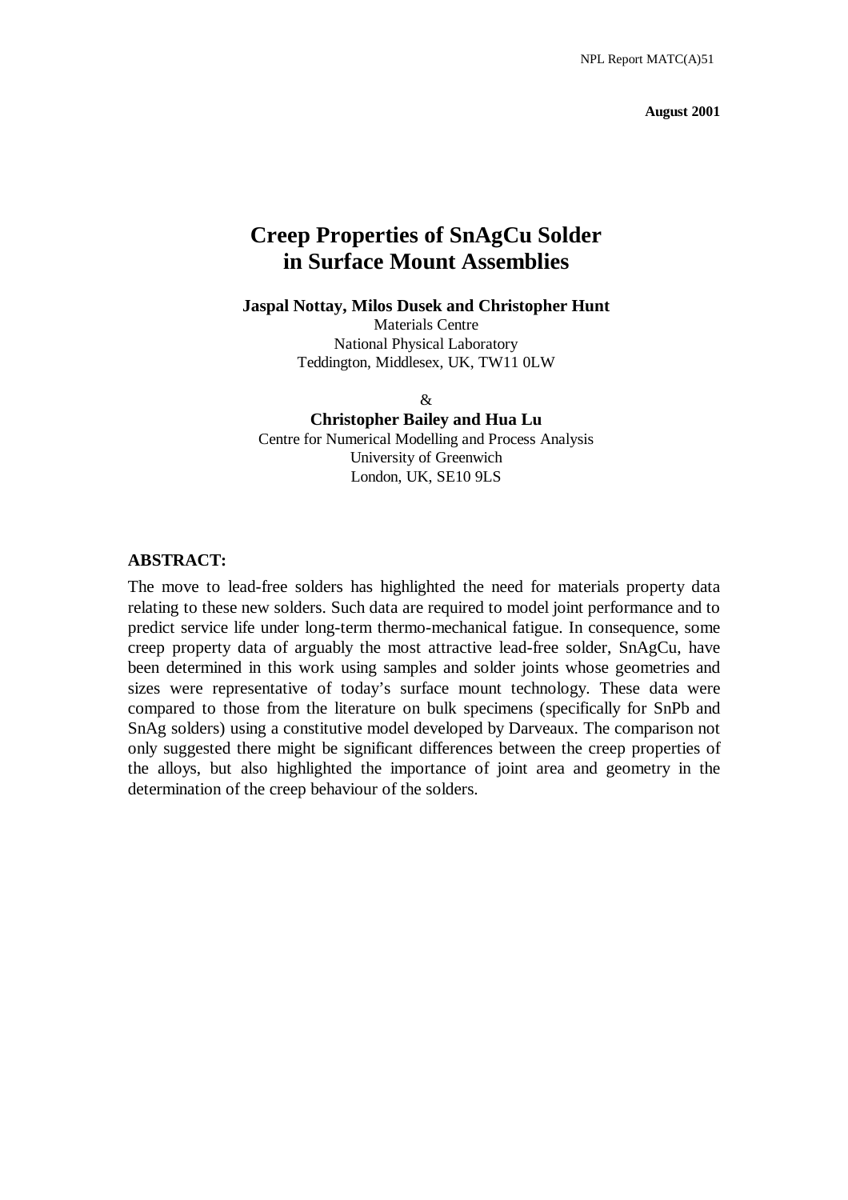NPL Report MATC(A)51

**August 2001**

# Creep Properties of SnAgCu Solder in Surface Mount Assemblies

**Jaspal Nottay, Milos Dusek and Christopher Hunt**
Materials Centre
National Physical Laboratory
Teddington, Middlesex, UK, TW11 0LW

&

**Christopher Bailey and Hua Lu**
Centre for Numerical Modelling and Process Analysis
University of Greenwich
London, UK, SE10 9LS

## ABSTRACT:

The move to lead-free solders has highlighted the need for materials property data relating to these new solders. Such data are required to model joint performance and to predict service life under long-term thermo-mechanical fatigue. In consequence, some creep property data of arguably the most attractive lead-free solder, SnAgCu, have been determined in this work using samples and solder joints whose geometries and sizes were representative of today's surface mount technology. These data were compared to those from the literature on bulk specimens (specifically for SnPb and SnAg solders) using a constitutive model developed by Darveaux. The comparison not only suggested there might be significant differences between the creep properties of the alloys, but also highlighted the importance of joint area and geometry in the determination of the creep behaviour of the solders.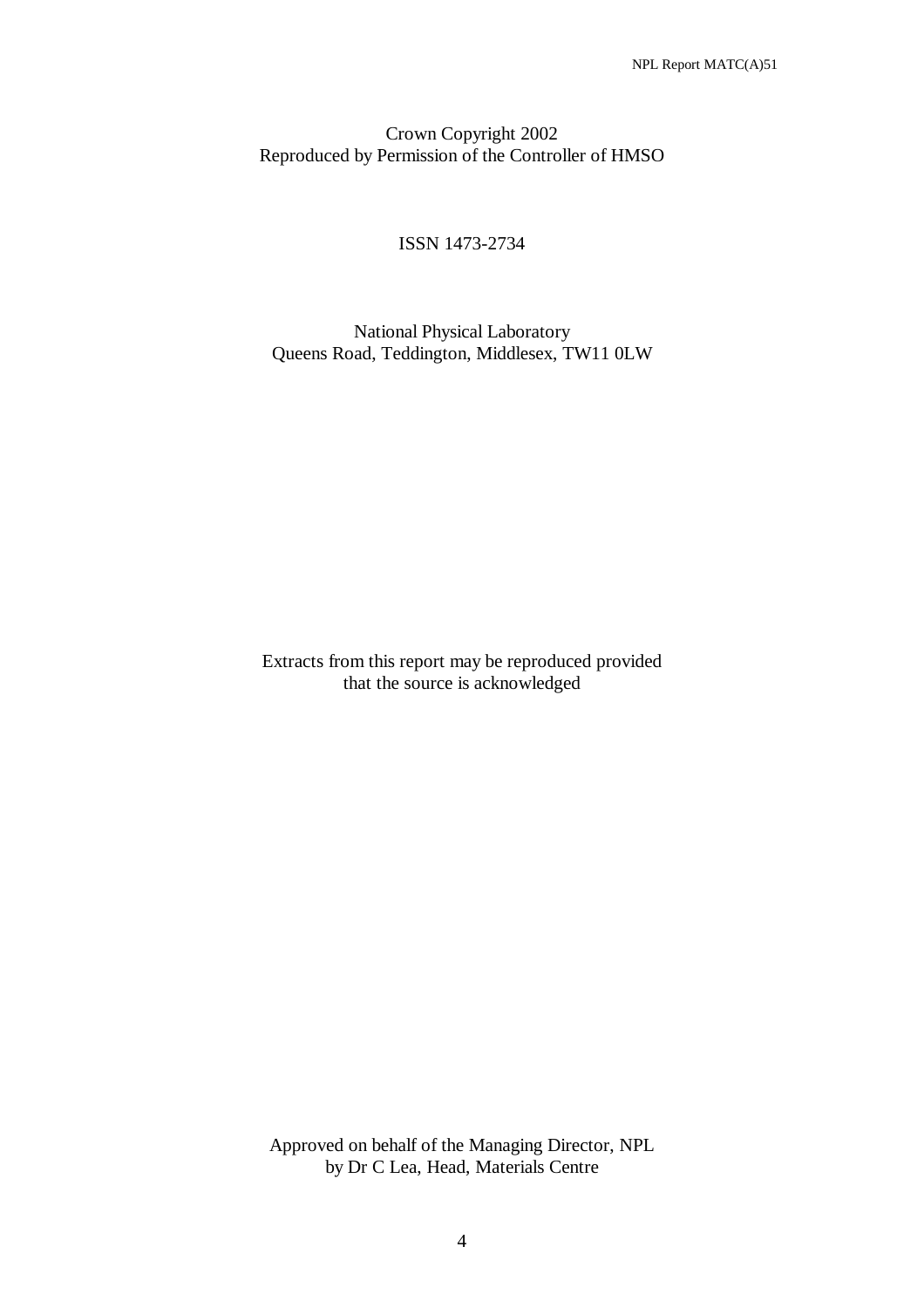Crown Copyright 2002
Reproduced by Permission of the Controller of HMSO

ISSN 1473-2734

National Physical Laboratory
Queens Road, Teddington, Middlesex, TW11 0LW

Extracts from this report may be reproduced provided
that the source is acknowledged

Approved on behalf of the Managing Director, NPL
by Dr C Lea, Head, Materials Centre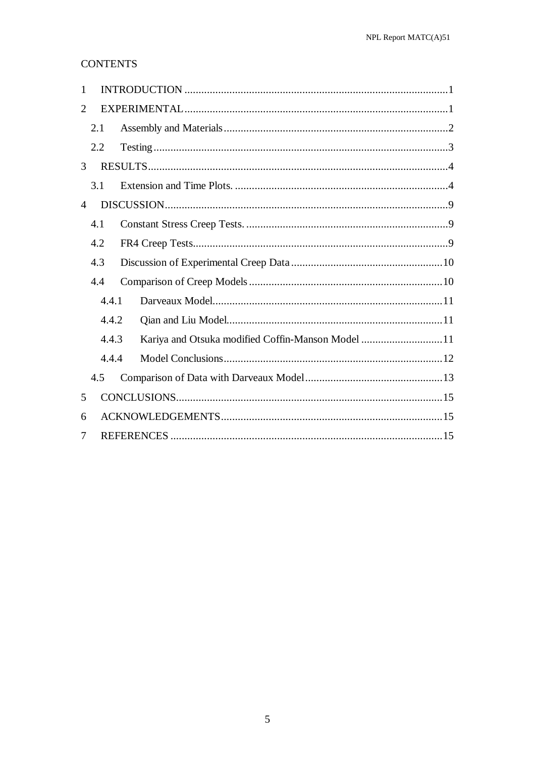## CONTENTS

1 INTRODUCTION .....1
2 EXPERIMENTAL .....1
  2.1 Assembly and Materials .....2
  2.2 Testing .....3
3 RESULTS .....4
  3.1 Extension and Time Plots. .....4
4 DISCUSSION .....9
  4.1 Constant Stress Creep Tests. .....9
  4.2 FR4 Creep Tests .....9
  4.3 Discussion of Experimental Creep Data .....10
  4.4 Comparison of Creep Models .....10
    4.4.1 Darveaux Model .....11
    4.4.2 Qian and Liu Model .....11
    4.4.3 Kariya and Otsuka modified Coffin-Manson Model .....11
    4.4.4 Model Conclusions .....12
  4.5 Comparison of Data with Darveaux Model .....13
5 CONCLUSIONS .....15
6 ACKNOWLEDGEMENTS .....15
7 REFERENCES .....15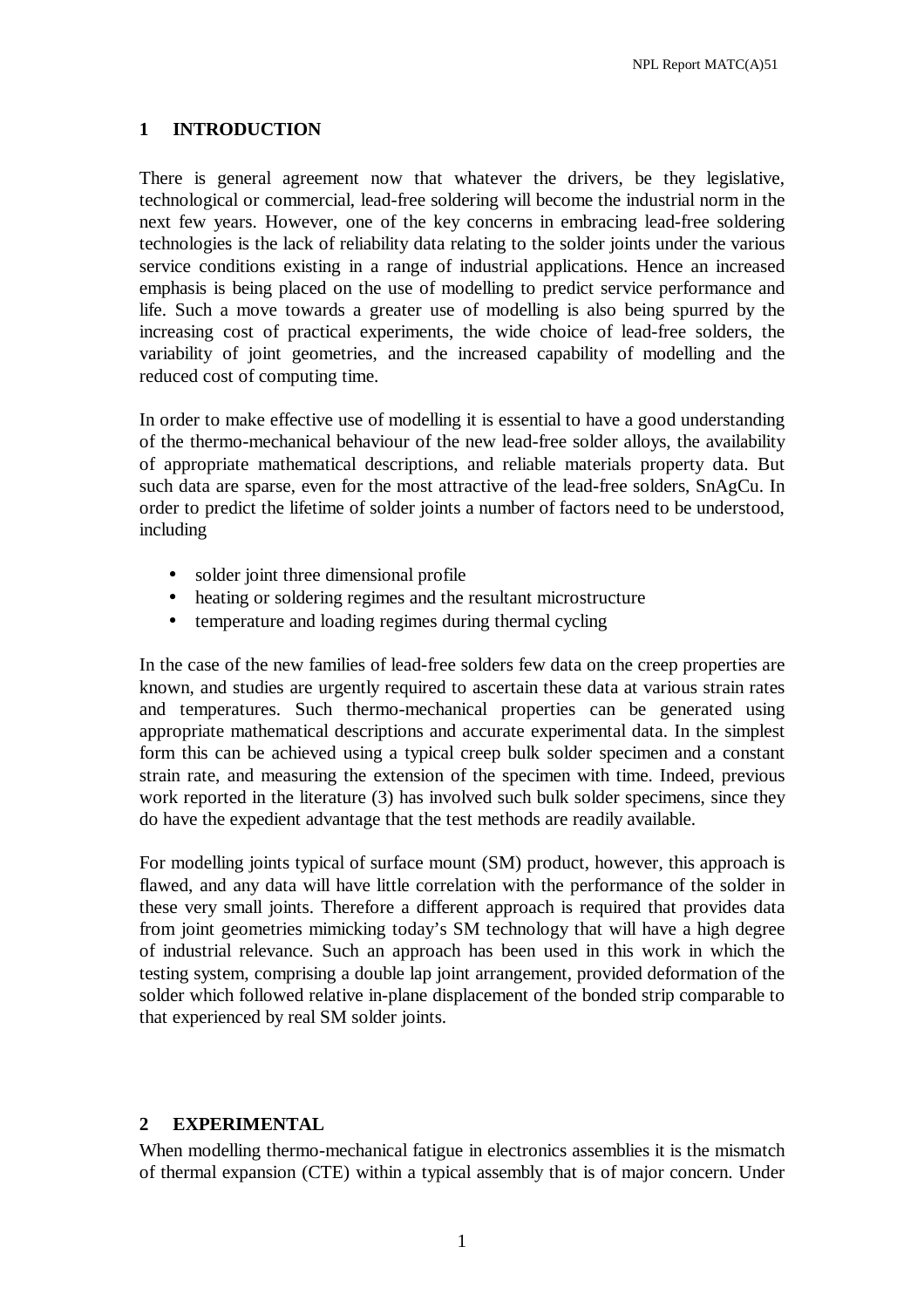## 1 INTRODUCTION

There is general agreement now that whatever the drivers, be they legislative, technological or commercial, lead-free soldering will become the industrial norm in the next few years. However, one of the key concerns in embracing lead-free soldering technologies is the lack of reliability data relating to the solder joints under the various service conditions existing in a range of industrial applications. Hence an increased emphasis is being placed on the use of modelling to predict service performance and life. Such a move towards a greater use of modelling is also being spurred by the increasing cost of practical experiments, the wide choice of lead-free solders, the variability of joint geometries, and the increased capability of modelling and the reduced cost of computing time.

In order to make effective use of modelling it is essential to have a good understanding of the thermo-mechanical behaviour of the new lead-free solder alloys, the availability of appropriate mathematical descriptions, and reliable materials property data. But such data are sparse, even for the most attractive of the lead-free solders, SnAgCu. In order to predict the lifetime of solder joints a number of factors need to be understood, including

- solder joint three dimensional profile
- heating or soldering regimes and the resultant microstructure
- temperature and loading regimes during thermal cycling

In the case of the new families of lead-free solders few data on the creep properties are known, and studies are urgently required to ascertain these data at various strain rates and temperatures. Such thermo-mechanical properties can be generated using appropriate mathematical descriptions and accurate experimental data. In the simplest form this can be achieved using a typical creep bulk solder specimen and a constant strain rate, and measuring the extension of the specimen with time. Indeed, previous work reported in the literature (3) has involved such bulk solder specimens, since they do have the expedient advantage that the test methods are readily available.

For modelling joints typical of surface mount (SM) product, however, this approach is flawed, and any data will have little correlation with the performance of the solder in these very small joints. Therefore a different approach is required that provides data from joint geometries mimicking today's SM technology that will have a high degree of industrial relevance. Such an approach has been used in this work in which the testing system, comprising a double lap joint arrangement, provided deformation of the solder which followed relative in-plane displacement of the bonded strip comparable to that experienced by real SM solder joints.

## 2 EXPERIMENTAL

When modelling thermo-mechanical fatigue in electronics assemblies it is the mismatch of thermal expansion (CTE) within a typical assembly that is of major concern. Under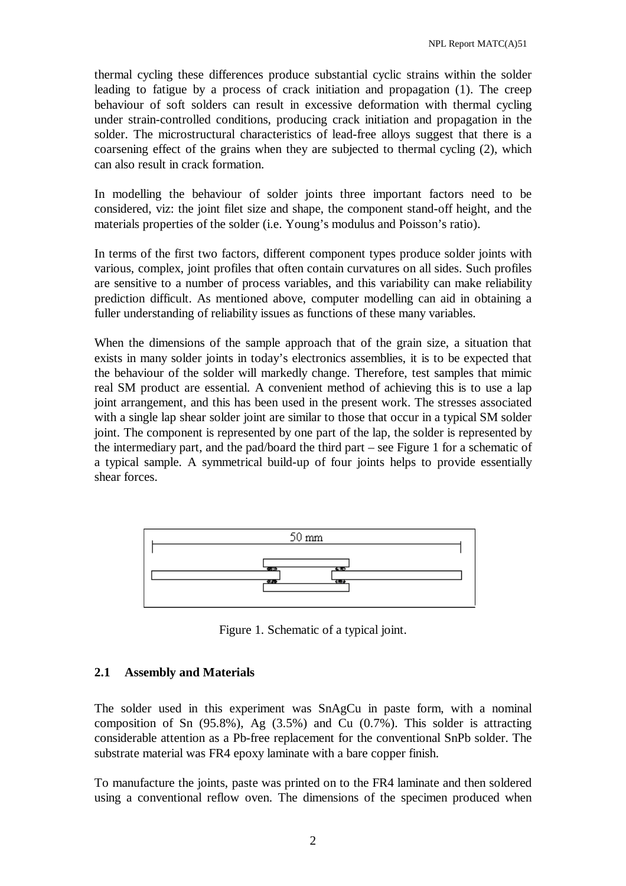thermal cycling these differences produce substantial cyclic strains within the solder leading to fatigue by a process of crack initiation and propagation (1). The creep behaviour of soft solders can result in excessive deformation with thermal cycling under strain-controlled conditions, producing crack initiation and propagation in the solder. The microstructural characteristics of lead-free alloys suggest that there is a coarsening effect of the grains when they are subjected to thermal cycling (2), which can also result in crack formation.

In modelling the behaviour of solder joints three important factors need to be considered, viz: the joint filet size and shape, the component stand-off height, and the materials properties of the solder (i.e. Young's modulus and Poisson's ratio).

In terms of the first two factors, different component types produce solder joints with various, complex, joint profiles that often contain curvatures on all sides. Such profiles are sensitive to a number of process variables, and this variability can make reliability prediction difficult. As mentioned above, computer modelling can aid in obtaining a fuller understanding of reliability issues as functions of these many variables.

When the dimensions of the sample approach that of the grain size, a situation that exists in many solder joints in today's electronics assemblies, it is to be expected that the behaviour of the solder will markedly change. Therefore, test samples that mimic real SM product are essential. A convenient method of achieving this is to use a lap joint arrangement, and this has been used in the present work. The stresses associated with a single lap shear solder joint are similar to those that occur in a typical SM solder joint. The component is represented by one part of the lap, the solder is represented by the intermediary part, and the pad/board the third part – see Figure 1 for a schematic of a typical sample. A symmetrical build-up of four joints helps to provide essentially shear forces.

Figure 1. Schematic of a typical joint.

## 2.1 Assembly and Materials

The solder used in this experiment was SnAgCu in paste form, with a nominal composition of Sn (95.8%), Ag (3.5%) and Cu (0.7%). This solder is attracting considerable attention as a Pb-free replacement for the conventional SnPb solder. The substrate material was FR4 epoxy laminate with a bare copper finish.

To manufacture the joints, paste was printed on to the FR4 laminate and then soldered using a conventional reflow oven. The dimensions of the specimen produced when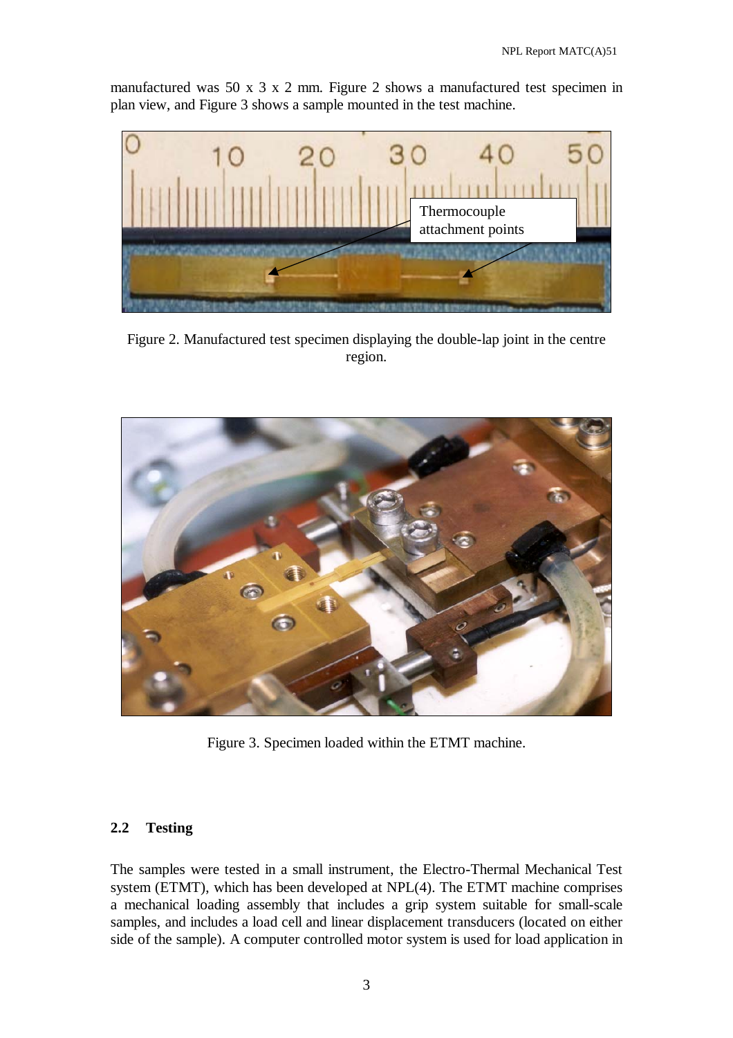manufactured was 50 x 3 x 2 mm. Figure 2 shows a manufactured test specimen in plan view, and Figure 3 shows a sample mounted in the test machine.

Figure 2. Manufactured test specimen displaying the double-lap joint in the centre region.

Figure 3. Specimen loaded within the ETMT machine.

## 2.2 Testing

The samples were tested in a small instrument, the Electro-Thermal Mechanical Test system (ETMT), which has been developed at NPL(4). The ETMT machine comprises a mechanical loading assembly that includes a grip system suitable for small-scale samples, and includes a load cell and linear displacement transducers (located on either side of the sample). A computer controlled motor system is used for load application in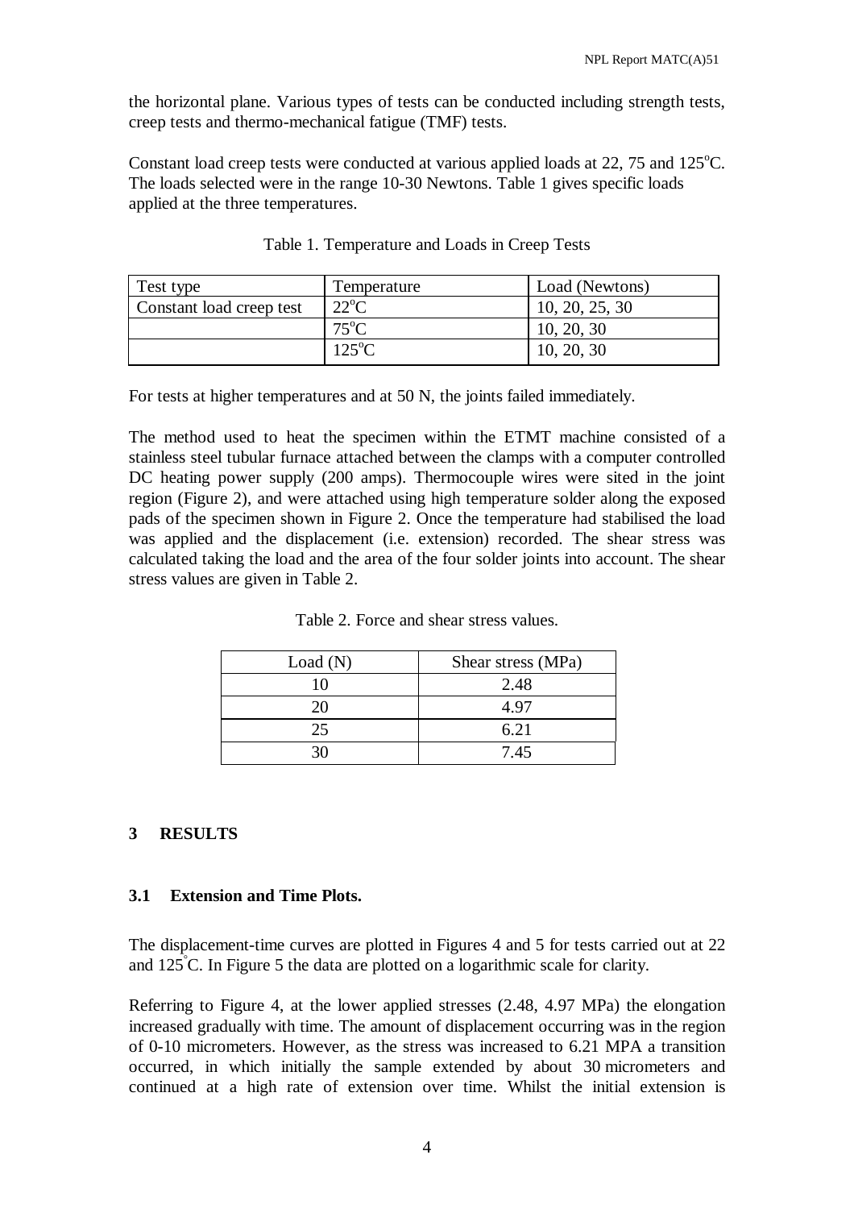the horizontal plane. Various types of tests can be conducted including strength tests, creep tests and thermo-mechanical fatigue (TMF) tests.

Constant load creep tests were conducted at various applied loads at 22, 75 and 125°C. The loads selected were in the range 10-30 Newtons. Table 1 gives specific loads applied at the three temperatures.

Table 1. Temperature and Loads in Creep Tests

| Test type | Temperature | Load (Newtons) |
| --- | --- | --- |
| Constant load creep test | 22°C | 10, 20, 25, 30 |
| | 75°C | 10, 20, 30 |
| | 125°C | 10, 20, 30 |

For tests at higher temperatures and at 50 N, the joints failed immediately.

The method used to heat the specimen within the ETMT machine consisted of a stainless steel tubular furnace attached between the clamps with a computer controlled DC heating power supply (200 amps). Thermocouple wires were sited in the joint region (Figure 2), and were attached using high temperature solder along the exposed pads of the specimen shown in Figure 2. Once the temperature had stabilised the load was applied and the displacement (i.e. extension) recorded. The shear stress was calculated taking the load and the area of the four solder joints into account. The shear stress values are given in Table 2.

Table 2. Force and shear stress values.

| Load (N) | Shear stress (MPa) |
| --- | --- |
| 10 | 2.48 |
| 20 | 4.97 |
| 25 | 6.21 |
| 30 | 7.45 |

## 3 RESULTS

### 3.1 Extension and Time Plots.

The displacement-time curves are plotted in Figures 4 and 5 for tests carried out at 22 and 125°C. In Figure 5 the data are plotted on a logarithmic scale for clarity.

Referring to Figure 4, at the lower applied stresses (2.48, 4.97 MPa) the elongation increased gradually with time. The amount of displacement occurring was in the region of 0-10 micrometers. However, as the stress was increased to 6.21 MPA a transition occurred, in which initially the sample extended by about 30 micrometers and continued at a high rate of extension over time. Whilst the initial extension is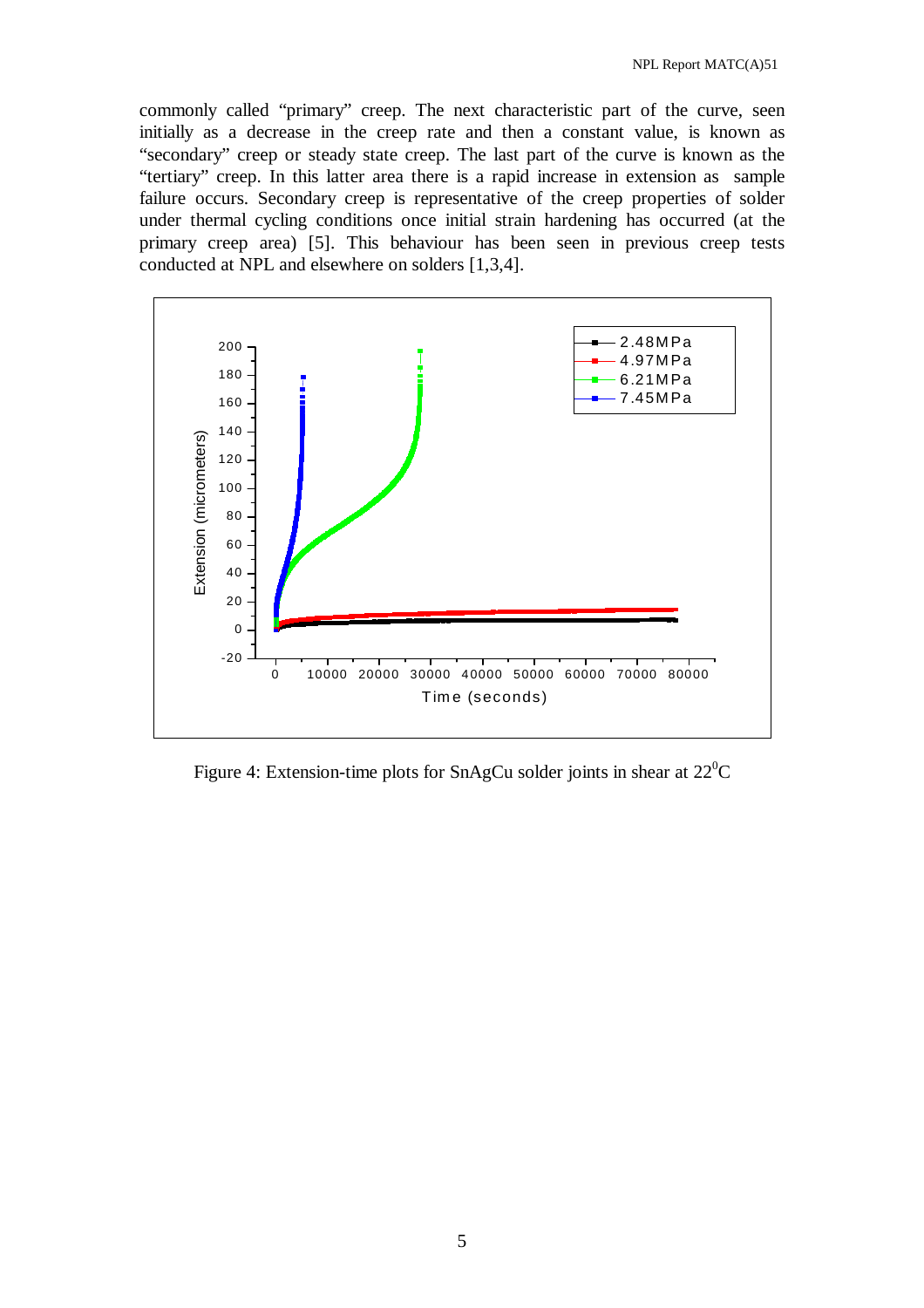commonly called “primary” creep. The next characteristic part of the curve, seen initially as a decrease in the creep rate and then a constant value, is known as “secondary” creep or steady state creep. The last part of the curve is known as the “tertiary” creep. In this latter area there is a rapid increase in extension as sample failure occurs. Secondary creep is representative of the creep properties of solder under thermal cycling conditions once initial strain hardening has occurred (at the primary creep area) [5]. This behaviour has been seen in previous creep tests conducted at NPL and elsewhere on solders [1,3,4].

Figure 4: Extension-time plots for SnAgCu solder joints in shear at $22^{0}C$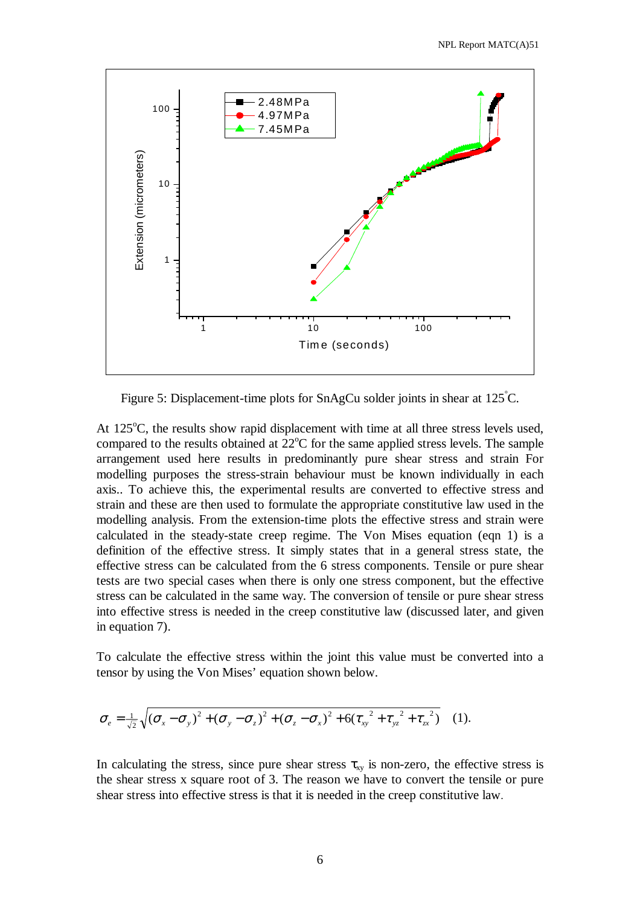Figure 5: Displacement-time plots for SnAgCu solder joints in shear at 125°C.

At 125°C, the results show rapid displacement with time at all three stress levels used, compared to the results obtained at 22°C for the same applied stress levels. The sample arrangement used here results in predominantly pure shear stress and strain For modelling purposes the stress-strain behaviour must be known individually in each axis.. To achieve this, the experimental results are converted to effective stress and strain and these are then used to formulate the appropriate constitutive law used in the modelling analysis. From the extension-time plots the effective stress and strain were calculated in the steady-state creep regime. The Von Mises equation (eqn 1) is a definition of the effective stress. It simply states that in a general stress state, the effective stress can be calculated from the 6 stress components. Tensile or pure shear tests are two special cases when there is only one stress component, but the effective stress can be calculated in the same way. The conversion of tensile or pure shear stress into effective stress is needed in the creep constitutive law (discussed later, and given in equation 7).

To calculate the effective stress within the joint this value must be converted into a tensor by using the Von Mises' equation shown below.

$$\sigma_e = \tfrac{1}{\sqrt{2}}\sqrt{(\sigma_x - \sigma_y)^2 + (\sigma_y - \sigma_z)^2 + (\sigma_z - \sigma_x)^2 + 6(\tau_{xy}{}^2 + \tau_{yz}{}^2 + \tau_{zx}{}^2)} \quad (1).$$

In calculating the stress, since pure shear stress $\tau_{xy}$ is non-zero, the effective stress is the shear stress x square root of 3. The reason we have to convert the tensile or pure shear stress into effective stress is that it is needed in the creep constitutive law.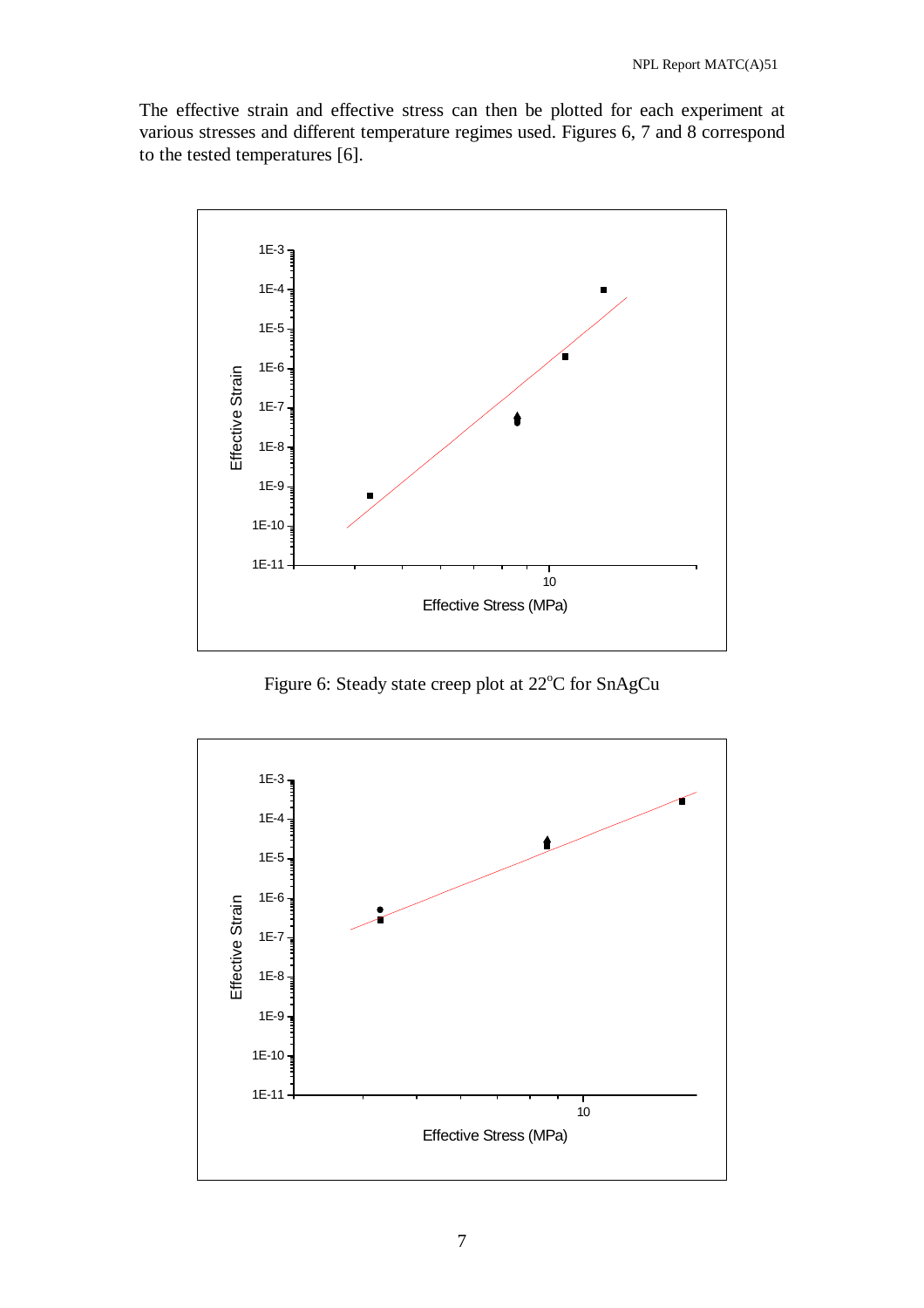The effective strain and effective stress can then be plotted for each experiment at various stresses and different temperature regimes used. Figures 6, 7 and 8 correspond to the tested temperatures [6].

Figure 6: Steady state creep plot at 22°C for SnAgCu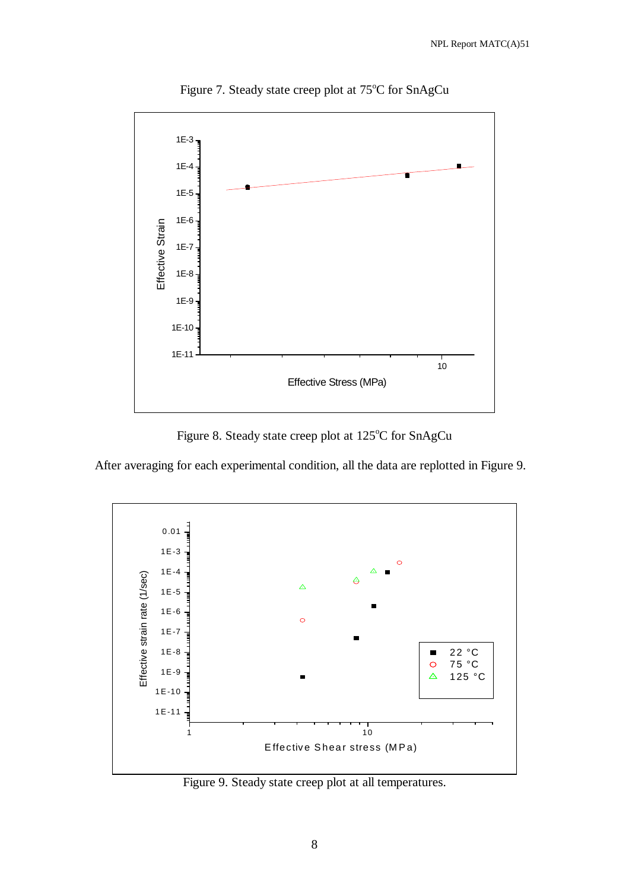Figure 7. Steady state creep plot at 75°C for SnAgCu

Figure 8. Steady state creep plot at 125°C for SnAgCu

After averaging for each experimental condition, all the data are replotted in Figure 9.

Figure 9. Steady state creep plot at all temperatures.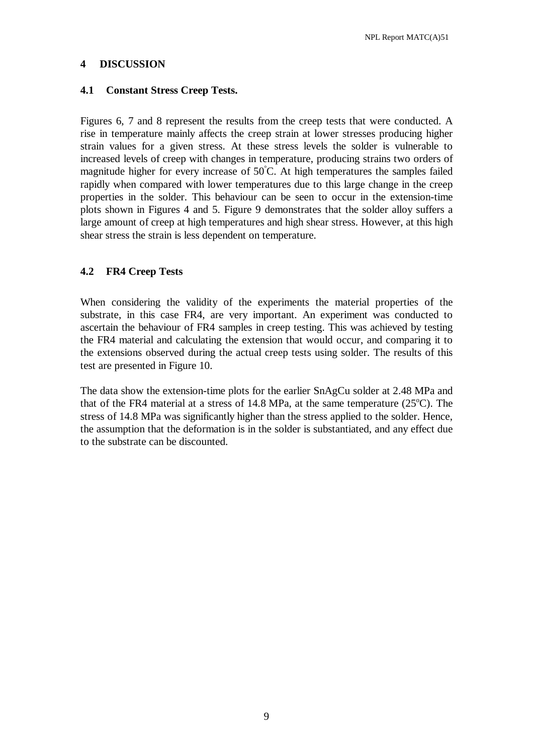## 4 DISCUSSION

### 4.1 Constant Stress Creep Tests.

Figures 6, 7 and 8 represent the results from the creep tests that were conducted. A rise in temperature mainly affects the creep strain at lower stresses producing higher strain values for a given stress. At these stress levels the solder is vulnerable to increased levels of creep with changes in temperature, producing strains two orders of magnitude higher for every increase of 50°C. At high temperatures the samples failed rapidly when compared with lower temperatures due to this large change in the creep properties in the solder. This behaviour can be seen to occur in the extension-time plots shown in Figures 4 and 5. Figure 9 demonstrates that the solder alloy suffers a large amount of creep at high temperatures and high shear stress. However, at this high shear stress the strain is less dependent on temperature.

### 4.2 FR4 Creep Tests

When considering the validity of the experiments the material properties of the substrate, in this case FR4, are very important. An experiment was conducted to ascertain the behaviour of FR4 samples in creep testing. This was achieved by testing the FR4 material and calculating the extension that would occur, and comparing it to the extensions observed during the actual creep tests using solder. The results of this test are presented in Figure 10.

The data show the extension-time plots for the earlier SnAgCu solder at 2.48 MPa and that of the FR4 material at a stress of 14.8 MPa, at the same temperature (25°C). The stress of 14.8 MPa was significantly higher than the stress applied to the solder. Hence, the assumption that the deformation is in the solder is substantiated, and any effect due to the substrate can be discounted.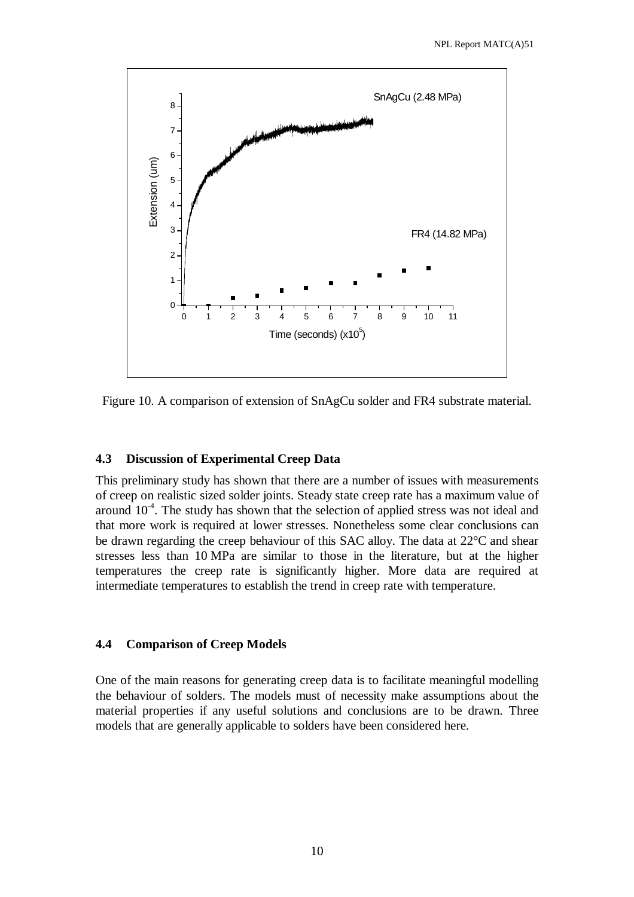Figure 10. A comparison of extension of SnAgCu solder and FR4 substrate material.

### 4.3 Discussion of Experimental Creep Data

This preliminary study has shown that there are a number of issues with measurements of creep on realistic sized solder joints. Steady state creep rate has a maximum value of around $10^{-4}$. The study has shown that the selection of applied stress was not ideal and that more work is required at lower stresses. Nonetheless some clear conclusions can be drawn regarding the creep behaviour of this SAC alloy. The data at 22°C and shear stresses less than 10 MPa are similar to those in the literature, but at the higher temperatures the creep rate is significantly higher. More data are required at intermediate temperatures to establish the trend in creep rate with temperature.

### 4.4 Comparison of Creep Models

One of the main reasons for generating creep data is to facilitate meaningful modelling the behaviour of solders. The models must of necessity make assumptions about the material properties if any useful solutions and conclusions are to be drawn. Three models that are generally applicable to solders have been considered here.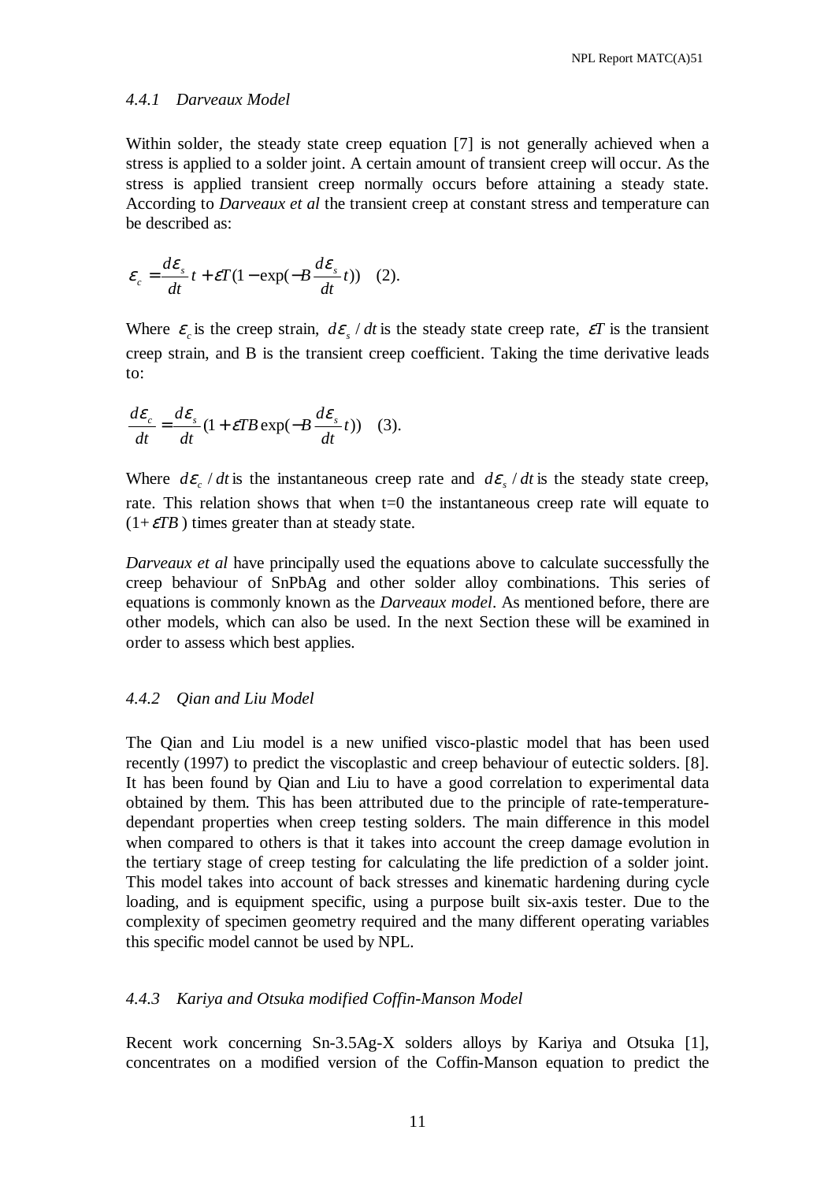#### *4.4.1 Darveaux Model*

Within solder, the steady state creep equation [7] is not generally achieved when a stress is applied to a solder joint. A certain amount of transient creep will occur. As the stress is applied transient creep normally occurs before attaining a steady state. According to *Darveaux et al* the transient creep at constant stress and temperature can be described as:

$$\varepsilon_c = \frac{d\varepsilon_s}{dt}t + \varepsilon T(1 - \exp(-B\frac{d\varepsilon_s}{dt}t)) \quad (2).$$

Where $\varepsilon_c$ is the creep strain, $d\varepsilon_s / dt$ is the steady state creep rate, $\varepsilon T$ is the transient creep strain, and B is the transient creep coefficient. Taking the time derivative leads to:

$$\frac{d\varepsilon_c}{dt} = \frac{d\varepsilon_s}{dt}(1 + \varepsilon TB\exp(-B\frac{d\varepsilon_s}{dt}t)) \quad (3).$$

Where $d\varepsilon_c / dt$ is the instantaneous creep rate and $d\varepsilon_s / dt$ is the steady state creep, rate. This relation shows that when t=0 the instantaneous creep rate will equate to $(1+\varepsilon TB)$ times greater than at steady state.

*Darveaux et al* have principally used the equations above to calculate successfully the creep behaviour of SnPbAg and other solder alloy combinations. This series of equations is commonly known as the *Darveaux model*. As mentioned before, there are other models, which can also be used. In the next Section these will be examined in order to assess which best applies.

#### *4.4.2 Qian and Liu Model*

The Qian and Liu model is a new unified visco-plastic model that has been used recently (1997) to predict the viscoplastic and creep behaviour of eutectic solders. [8]. It has been found by Qian and Liu to have a good correlation to experimental data obtained by them. This has been attributed due to the principle of rate-temperature-dependant properties when creep testing solders. The main difference in this model when compared to others is that it takes into account the creep damage evolution in the tertiary stage of creep testing for calculating the life prediction of a solder joint. This model takes into account of back stresses and kinematic hardening during cycle loading, and is equipment specific, using a purpose built six-axis tester. Due to the complexity of specimen geometry required and the many different operating variables this specific model cannot be used by NPL.

#### *4.4.3 Kariya and Otsuka modified Coffin-Manson Model*

Recent work concerning Sn-3.5Ag-X solders alloys by Kariya and Otsuka [1], concentrates on a modified version of the Coffin-Manson equation to predict the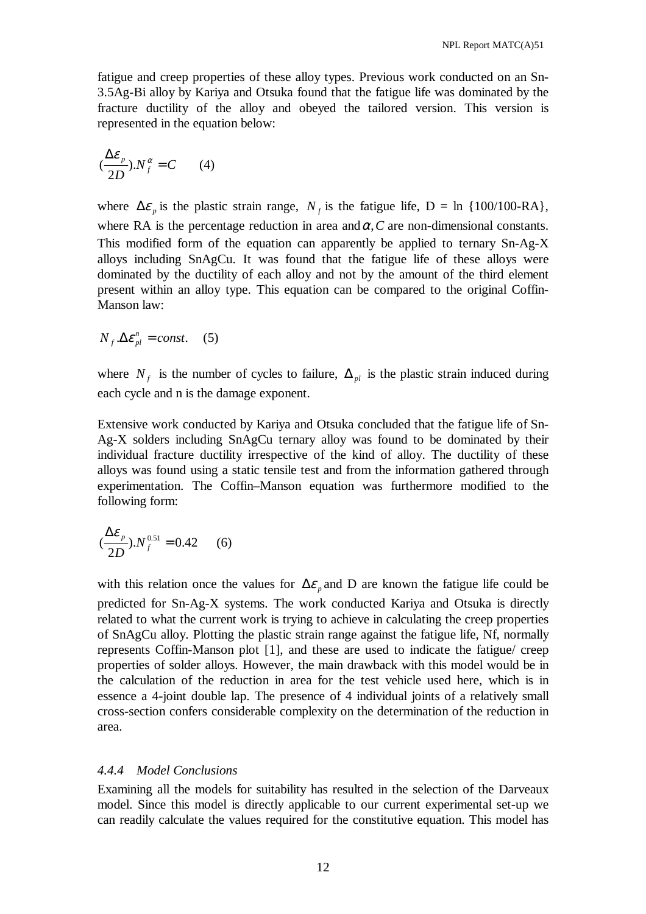fatigue and creep properties of these alloy types. Previous work conducted on an Sn-3.5Ag-Bi alloy by Kariya and Otsuka found that the fatigue life was dominated by the fracture ductility of the alloy and obeyed the tailored version. This version is represented in the equation below:

$$(\frac{\Delta\varepsilon_p}{2D}).N_f^{\alpha} = C \qquad (4)$$

where $\Delta\varepsilon_p$ is the plastic strain range, $N_f$ is the fatigue life, D = ln {100/100-RA}, where RA is the percentage reduction in area and $\alpha, C$ are non-dimensional constants. This modified form of the equation can apparently be applied to ternary Sn-Ag-X alloys including SnAgCu. It was found that the fatigue life of these alloys were dominated by the ductility of each alloy and not by the amount of the third element present within an alloy type. This equation can be compared to the original Coffin-Manson law:

$$N_f.\Delta\varepsilon_{pl}^{n} = const. \qquad (5)$$

where $N_f$ is the number of cycles to failure, $\Delta_{pl}$ is the plastic strain induced during each cycle and n is the damage exponent.

Extensive work conducted by Kariya and Otsuka concluded that the fatigue life of Sn-Ag-X solders including SnAgCu ternary alloy was found to be dominated by their individual fracture ductility irrespective of the kind of alloy. The ductility of these alloys was found using a static tensile test and from the information gathered through experimentation. The Coffin–Manson equation was furthermore modified to the following form:

$$(\frac{\Delta\varepsilon_p}{2D}).N_f^{0.51} = 0.42 \qquad (6)$$

with this relation once the values for $\Delta\varepsilon_p$ and D are known the fatigue life could be predicted for Sn-Ag-X systems. The work conducted Kariya and Otsuka is directly related to what the current work is trying to achieve in calculating the creep properties of SnAgCu alloy. Plotting the plastic strain range against the fatigue life, Nf, normally represents Coffin-Manson plot [1], and these are used to indicate the fatigue/ creep properties of solder alloys. However, the main drawback with this model would be in the calculation of the reduction in area for the test vehicle used here, which is in essence a 4-joint double lap. The presence of 4 individual joints of a relatively small cross-section confers considerable complexity on the determination of the reduction in area.

#### *4.4.4 Model Conclusions*

Examining all the models for suitability has resulted in the selection of the Darveaux model. Since this model is directly applicable to our current experimental set-up we can readily calculate the values required for the constitutive equation. This model has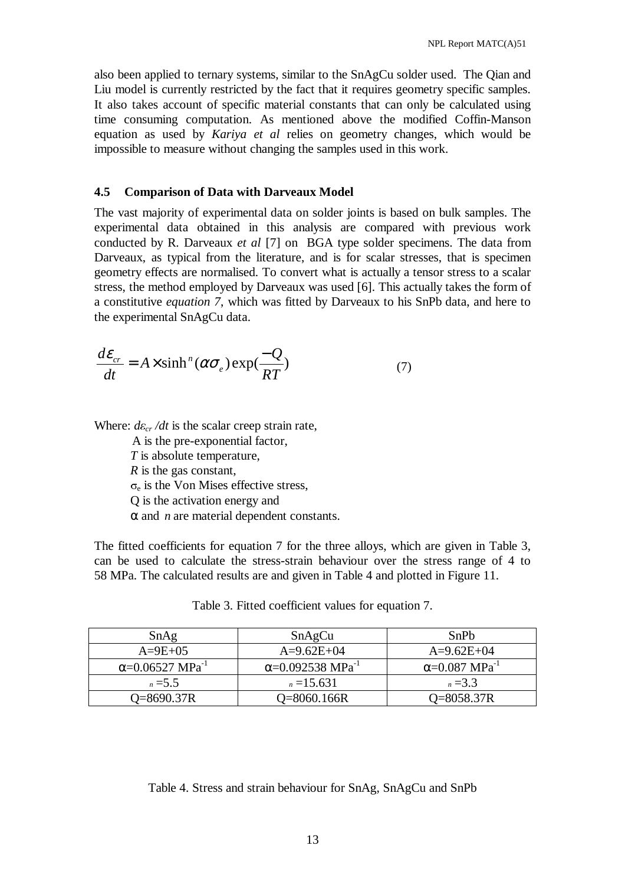also been applied to ternary systems, similar to the SnAgCu solder used. The Qian and Liu model is currently restricted by the fact that it requires geometry specific samples. It also takes account of specific material constants that can only be calculated using time consuming computation. As mentioned above the modified Coffin-Manson equation as used by *Kariya et al* relies on geometry changes, which would be impossible to measure without changing the samples used in this work.

### 4.5 Comparison of Data with Darveaux Model

The vast majority of experimental data on solder joints is based on bulk samples. The experimental data obtained in this analysis are compared with previous work conducted by R. Darveaux *et al* [7] on BGA type solder specimens. The data from Darveaux, as typical from the literature, and is for scalar stresses, that is specimen geometry effects are normalised. To convert what is actually a tensor stress to a scalar stress, the method employed by Darveaux was used [6]. This actually takes the form of a constitutive *equation 7*, which was fitted by Darveaux to his SnPb data, and here to the experimental SnAgCu data.

$$\frac{d\varepsilon_{cr}}{dt} = A \times \sinh^{n}(\alpha\sigma_{e})\exp(\frac{-Q}{RT}) \tag{7}$$

Where: $d\varepsilon_{cr}/dt$ is the scalar creep strain rate,
A is the pre-exponential factor,
$T$ is absolute temperature,
$R$ is the gas constant,
$\sigma_e$ is the Von Mises effective stress,
Q is the activation energy and
$\alpha$ and $n$ are material dependent constants.

The fitted coefficients for equation 7 for the three alloys, which are given in Table 3, can be used to calculate the stress-strain behaviour over the stress range of 4 to 58 MPa. The calculated results are and given in Table 4 and plotted in Figure 11.

Table 3. Fitted coefficient values for equation 7.

| SnAg | SnAgCu | SnPb |
|---|---|---|
| A=9E+05 | A=9.62E+04 | A=9.62E+04 |
| $\alpha$=0.06527 MPa$^{-1}$ | $\alpha$=0.092538 MPa$^{-1}$ | $\alpha$=0.087 MPa$^{-1}$ |
| $n$ =5.5 | $n$ =15.631 | $n$ =3.3 |
| Q=8690.37R | Q=8060.166R | Q=8058.37R |

Table 4. Stress and strain behaviour for SnAg, SnAgCu and SnPb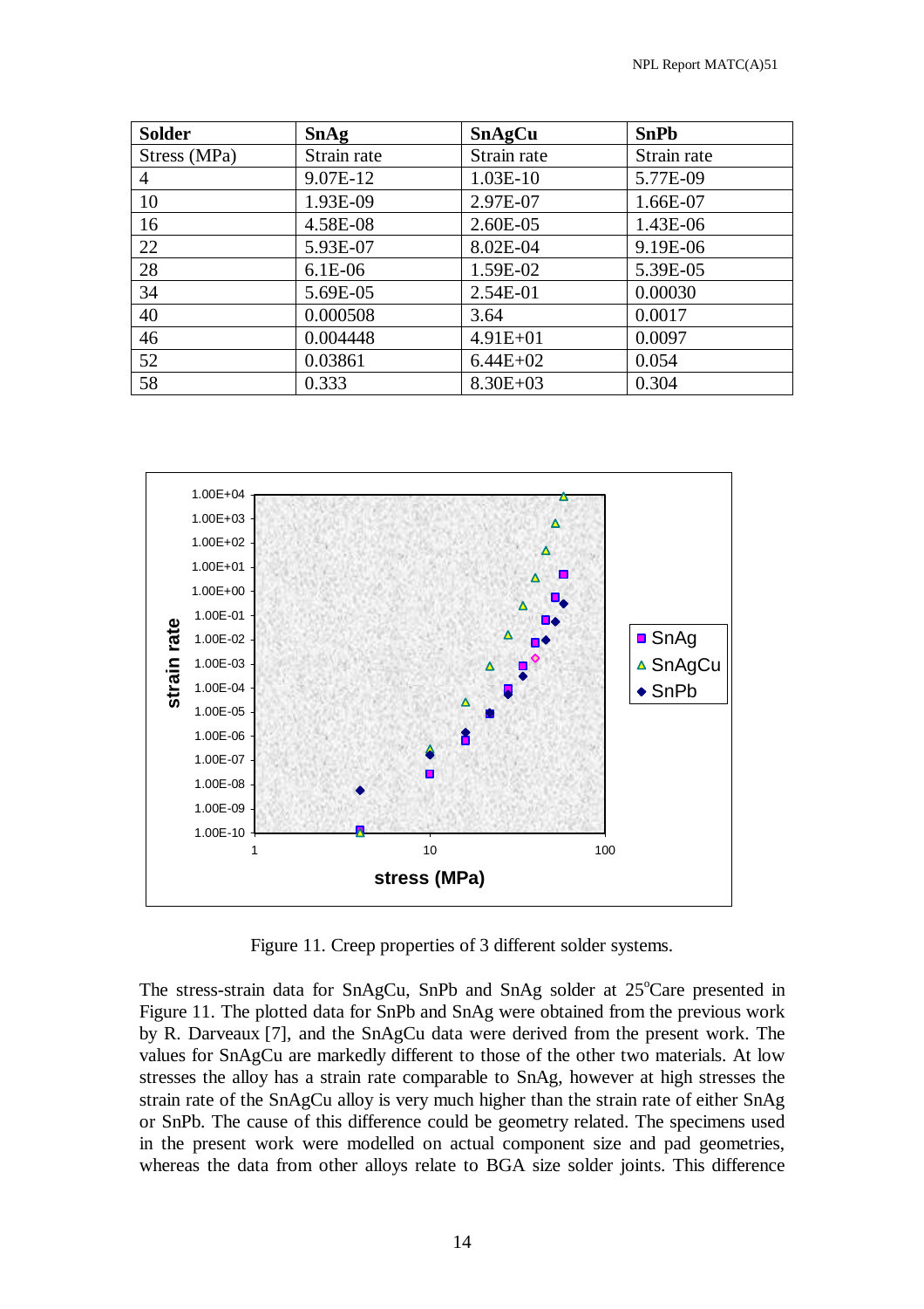| Solder | SnAg | SnAgCu | SnPb |
|---|---|---|---|
| Stress (MPa) | Strain rate | Strain rate | Strain rate |
| 4 | 9.07E-12 | 1.03E-10 | 5.77E-09 |
| 10 | 1.93E-09 | 2.97E-07 | 1.66E-07 |
| 16 | 4.58E-08 | 2.60E-05 | 1.43E-06 |
| 22 | 5.93E-07 | 8.02E-04 | 9.19E-06 |
| 28 | 6.1E-06 | 1.59E-02 | 5.39E-05 |
| 34 | 5.69E-05 | 2.54E-01 | 0.00030 |
| 40 | 0.000508 | 3.64 | 0.0017 |
| 46 | 0.004448 | 4.91E+01 | 0.0097 |
| 52 | 0.03861 | 6.44E+02 | 0.054 |
| 58 | 0.333 | 8.30E+03 | 0.304 |

Figure 11. Creep properties of 3 different solder systems.

The stress-strain data for SnAgCu, SnPb and SnAg solder at 25°Care presented in Figure 11. The plotted data for SnPb and SnAg were obtained from the previous work by R. Darveaux [7], and the SnAgCu data were derived from the present work. The values for SnAgCu are markedly different to those of the other two materials. At low stresses the alloy has a strain rate comparable to SnAg, however at high stresses the strain rate of the SnAgCu alloy is very much higher than the strain rate of either SnAg or SnPb. The cause of this difference could be geometry related. The specimens used in the present work were modelled on actual component size and pad geometries, whereas the data from other alloys relate to BGA size solder joints. This difference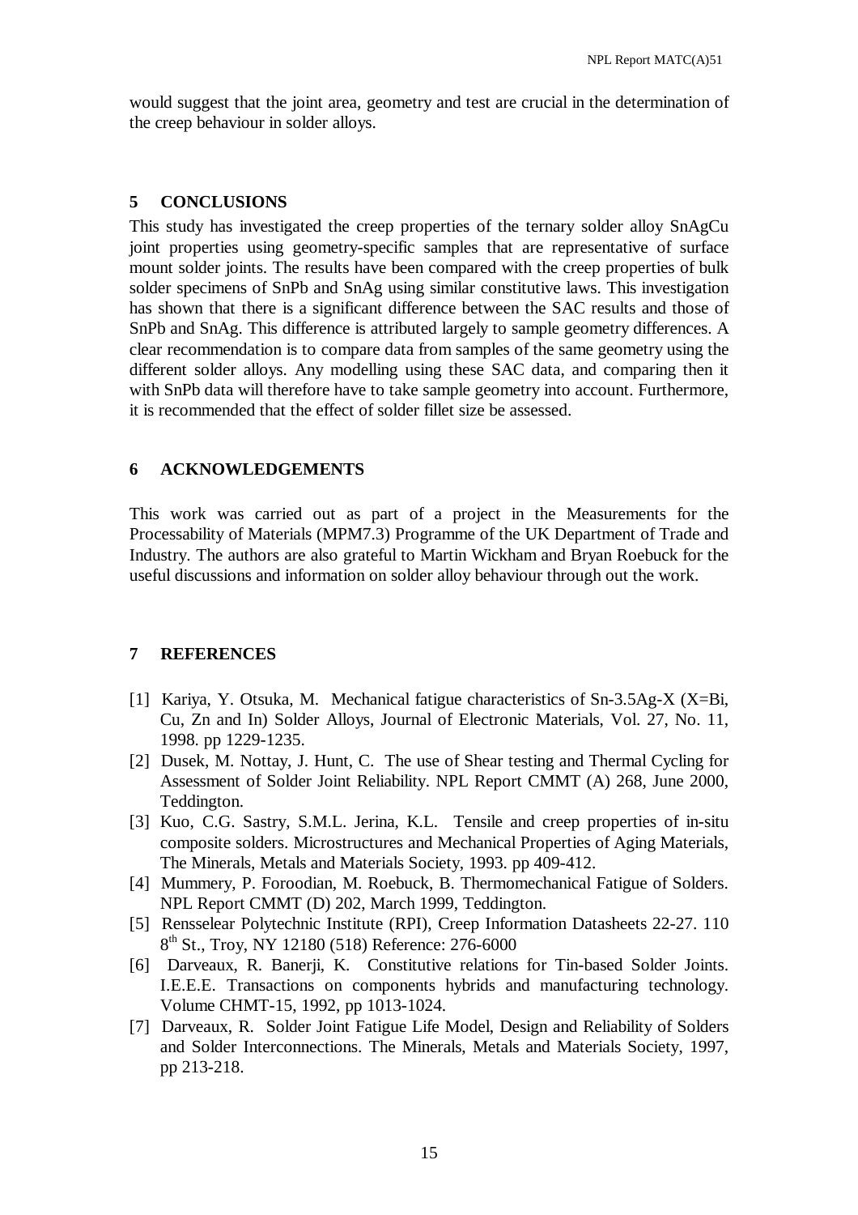would suggest that the joint area, geometry and test are crucial in the determination of the creep behaviour in solder alloys.

## 5 CONCLUSIONS

This study has investigated the creep properties of the ternary solder alloy SnAgCu joint properties using geometry-specific samples that are representative of surface mount solder joints. The results have been compared with the creep properties of bulk solder specimens of SnPb and SnAg using similar constitutive laws. This investigation has shown that there is a significant difference between the SAC results and those of SnPb and SnAg. This difference is attributed largely to sample geometry differences. A clear recommendation is to compare data from samples of the same geometry using the different solder alloys. Any modelling using these SAC data, and comparing then it with SnPb data will therefore have to take sample geometry into account. Furthermore, it is recommended that the effect of solder fillet size be assessed.

## 6 ACKNOWLEDGEMENTS

This work was carried out as part of a project in the Measurements for the Processability of Materials (MPM7.3) Programme of the UK Department of Trade and Industry. The authors are also grateful to Martin Wickham and Bryan Roebuck for the useful discussions and information on solder alloy behaviour through out the work.

## 7 REFERENCES

[1] Kariya, Y. Otsuka, M. Mechanical fatigue characteristics of Sn-3.5Ag-X (X=Bi, Cu, Zn and In) Solder Alloys, Journal of Electronic Materials, Vol. 27, No. 11, 1998. pp 1229-1235.

[2] Dusek, M. Nottay, J. Hunt, C. The use of Shear testing and Thermal Cycling for Assessment of Solder Joint Reliability. NPL Report CMMT (A) 268, June 2000, Teddington.

[3] Kuo, C.G. Sastry, S.M.L. Jerina, K.L. Tensile and creep properties of in-situ composite solders. Microstructures and Mechanical Properties of Aging Materials, The Minerals, Metals and Materials Society, 1993. pp 409-412.

[4] Mummery, P. Foroodian, M. Roebuck, B. Thermomechanical Fatigue of Solders. NPL Report CMMT (D) 202, March 1999, Teddington.

[5] Rensselear Polytechnic Institute (RPI), Creep Information Datasheets 22-27. 110 8th St., Troy, NY 12180 (518) Reference: 276-6000

[6] Darveaux, R. Banerji, K. Constitutive relations for Tin-based Solder Joints. I.E.E.E. Transactions on components hybrids and manufacturing technology. Volume CHMT-15, 1992, pp 1013-1024.

[7] Darveaux, R. Solder Joint Fatigue Life Model, Design and Reliability of Solders and Solder Interconnections. The Minerals, Metals and Materials Society, 1997, pp 213-218.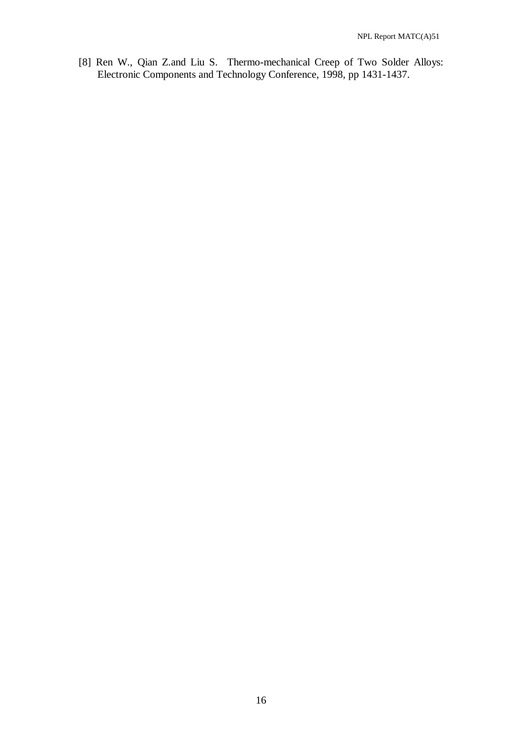[8] Ren W., Qian Z.and Liu S. Thermo-mechanical Creep of Two Solder Alloys: Electronic Components and Technology Conference, 1998, pp 1431-1437.